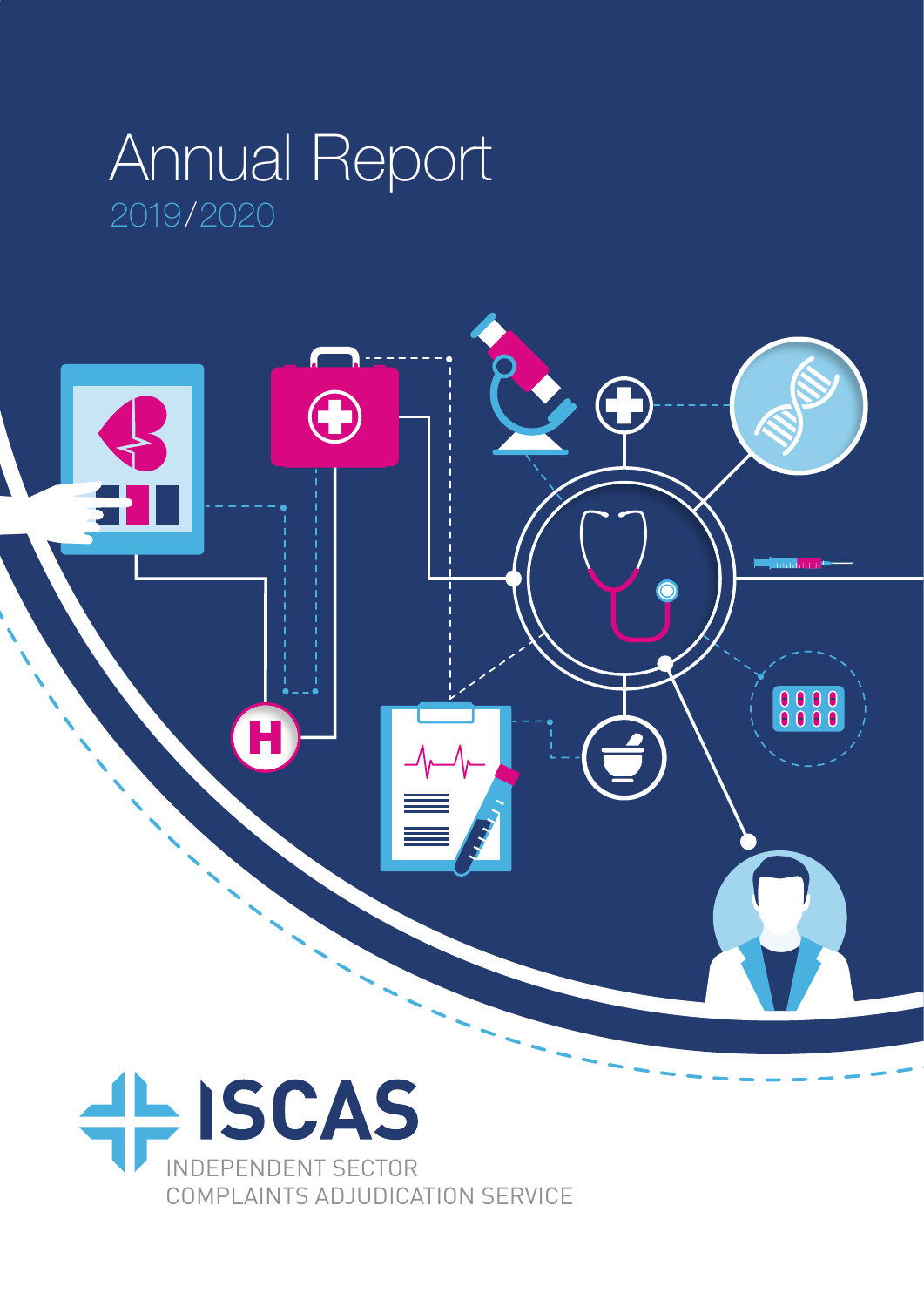# Annual Report

2019/2020

ISCAS

INDEPENDENT SECTOR COMPLAINTS ADJUDICATION SERVICE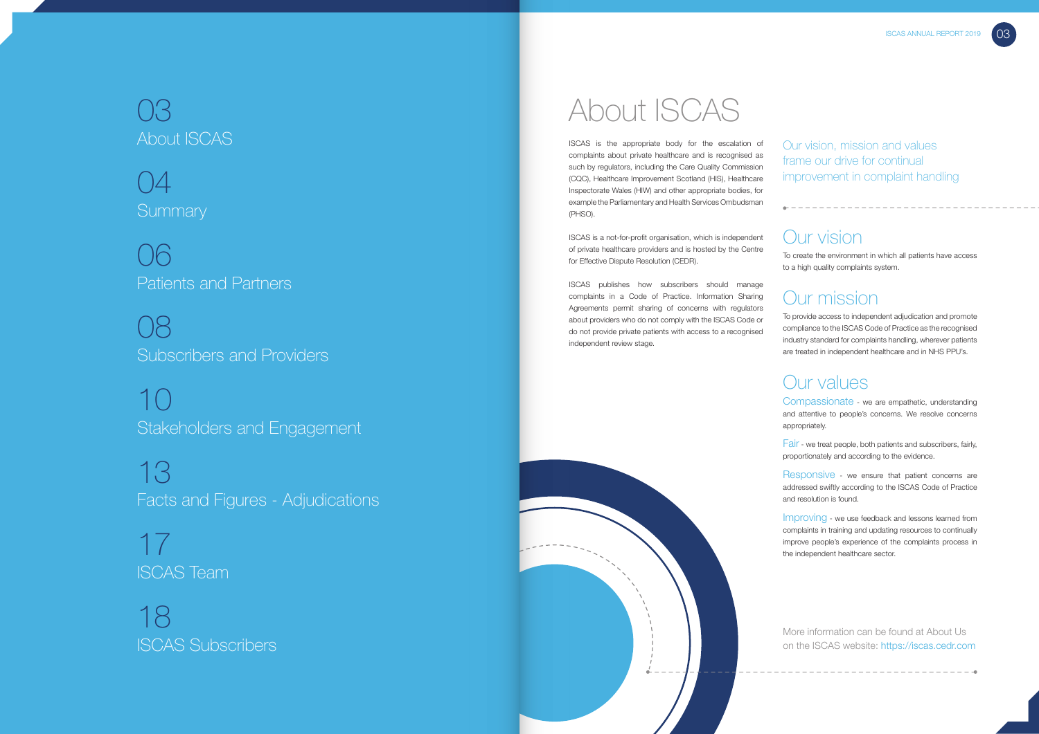03
About ISCAS

04
Summary

06
Patients and Partners

08
Subscribers and Providers

10
Stakeholders and Engagement

13
Facts and Figures - Adjudications

17
ISCAS Team

18
ISCAS Subscribers

# About ISCAS

ISCAS is the appropriate body for the escalation of complaints about private healthcare and is recognised as such by regulators, including the Care Quality Commission (CQC), Healthcare Improvement Scotland (HIS), Healthcare Inspectorate Wales (HIW) and other appropriate bodies, for example the Parliamentary and Health Services Ombudsman (PHSO).

ISCAS is a not-for-profit organisation, which is independent of private healthcare providers and is hosted by the Centre for Effective Dispute Resolution (CEDR).

ISCAS publishes how subscribers should manage complaints in a Code of Practice. Information Sharing Agreements permit sharing of concerns with regulators about providers who do not comply with the ISCAS Code or do not provide private patients with access to a recognised independent review stage.

Our vision, mission and values frame our drive for continual improvement in complaint handling

## Our vision

To create the environment in which all patients have access to a high quality complaints system.

## Our mission

To provide access to independent adjudication and promote compliance to the ISCAS Code of Practice as the recognised industry standard for complaints handling, wherever patients are treated in independent healthcare and in NHS PPU's.

## Our values

Compassionate - we are empathetic, understanding and attentive to people's concerns. We resolve concerns appropriately.

Fair - we treat people, both patients and subscribers, fairly, proportionately and according to the evidence.

Responsive - we ensure that patient concerns are addressed swiftly according to the ISCAS Code of Practice and resolution is found.

Improving - we use feedback and lessons learned from complaints in training and updating resources to continually improve people's experience of the complaints process in the independent healthcare sector.

More information can be found at About Us on the ISCAS website: https://iscas.cedr.com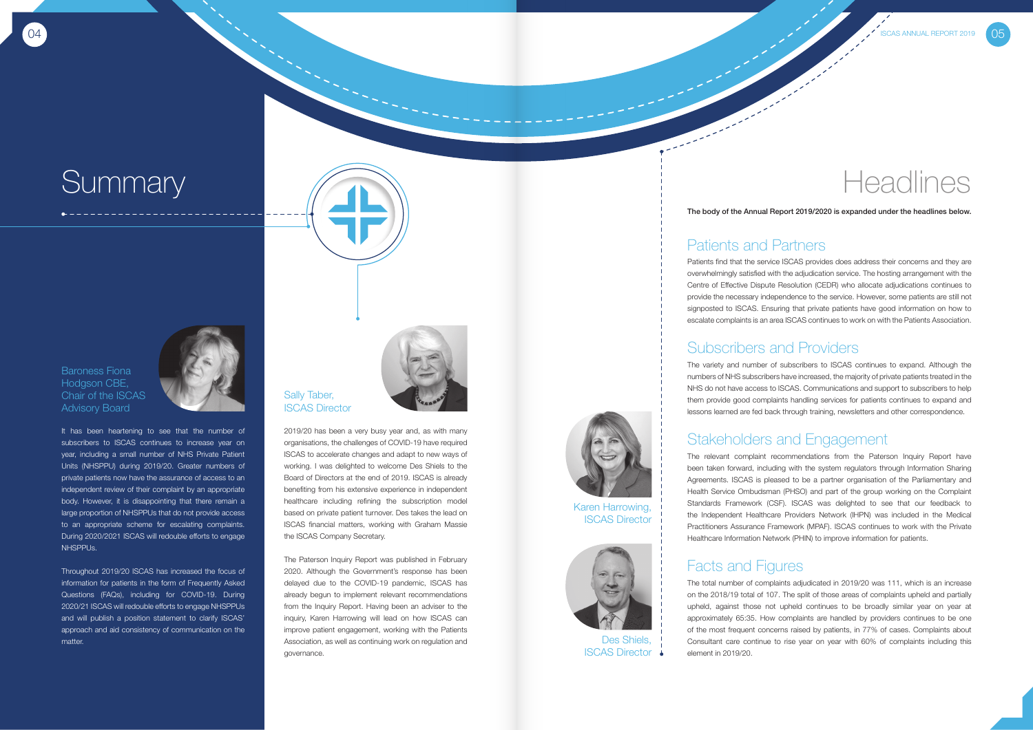# Summary

### Baroness Fiona Hodgson CBE, Chair of the ISCAS Advisory Board

It has been heartening to see that the number of subscribers to ISCAS continues to increase year on year, including a small number of NHS Private Patient Units (NHSPPU) during 2019/20. Greater numbers of private patients now have the assurance of access to an independent review of their complaint by an appropriate body. However, it is disappointing that there remain a large proportion of NHSPPUs that do not provide access to an appropriate scheme for escalating complaints. During 2020/2021 ISCAS will redouble efforts to engage NHSPPUs.

Throughout 2019/20 ISCAS has increased the focus of information for patients in the form of Frequently Asked Questions (FAQs), including for COVID-19. During 2020/21 ISCAS will redouble efforts to engage NHSPPUs and will publish a position statement to clarify ISCAS' approach and aid consistency of communication on the matter.

### Sally Taber, ISCAS Director

2019/20 has been a very busy year and, as with many organisations, the challenges of COVID-19 have required ISCAS to accelerate changes and adapt to new ways of working. I was delighted to welcome Des Shiels to the Board of Directors at the end of 2019. ISCAS is already benefiting from his extensive experience in independent healthcare including refining the subscription model based on private patient turnover. Des takes the lead on ISCAS financial matters, working with Graham Massie the ISCAS Company Secretary.

The Paterson Inquiry Report was published in February 2020. Although the Government's response has been delayed due to the COVID-19 pandemic, ISCAS has already begun to implement relevant recommendations from the Inquiry Report. Having been an adviser to the inquiry, Karen Harrowing will lead on how ISCAS can improve patient engagement, working with the Patients Association, as well as continuing work on regulation and governance.

Karen Harrowing, ISCAS Director

Des Shiels, ISCAS Director

# Headlines

**The body of the Annual Report 2019/2020 is expanded under the headlines below.**

## Patients and Partners

Patients find that the service ISCAS provides does address their concerns and they are overwhelmingly satisfied with the adjudication service. The hosting arrangement with the Centre of Effective Dispute Resolution (CEDR) who allocate adjudications continues to provide the necessary independence to the service. However, some patients are still not signposted to ISCAS. Ensuring that private patients have good information on how to escalate complaints is an area ISCAS continues to work on with the Patients Association.

## Subscribers and Providers

The variety and number of subscribers to ISCAS continues to expand. Although the numbers of NHS subscribers have increased, the majority of private patients treated in the NHS do not have access to ISCAS. Communications and support to subscribers to help them provide good complaints handling services for patients continues to expand and lessons learned are fed back through training, newsletters and other correspondence.

## Stakeholders and Engagement

The relevant complaint recommendations from the Paterson Inquiry Report have been taken forward, including with the system regulators through Information Sharing Agreements. ISCAS is pleased to be a partner organisation of the Parliamentary and Health Service Ombudsman (PHSO) and part of the group working on the Complaint Standards Framework (CSF). ISCAS was delighted to see that our feedback to the Independent Healthcare Providers Network (IHPN) was included in the Medical Practitioners Assurance Framework (MPAF). ISCAS continues to work with the Private Healthcare Information Network (PHIN) to improve information for patients.

## Facts and Figures

The total number of complaints adjudicated in 2019/20 was 111, which is an increase on the 2018/19 total of 107. The split of those areas of complaints upheld and partially upheld, against those not upheld continues to be broadly similar year on year at approximately 65:35. How complaints are handled by providers continues to be one of the most frequent concerns raised by patients, in 77% of cases. Complaints about Consultant care continue to rise year on year with 60% of complaints including this element in 2019/20.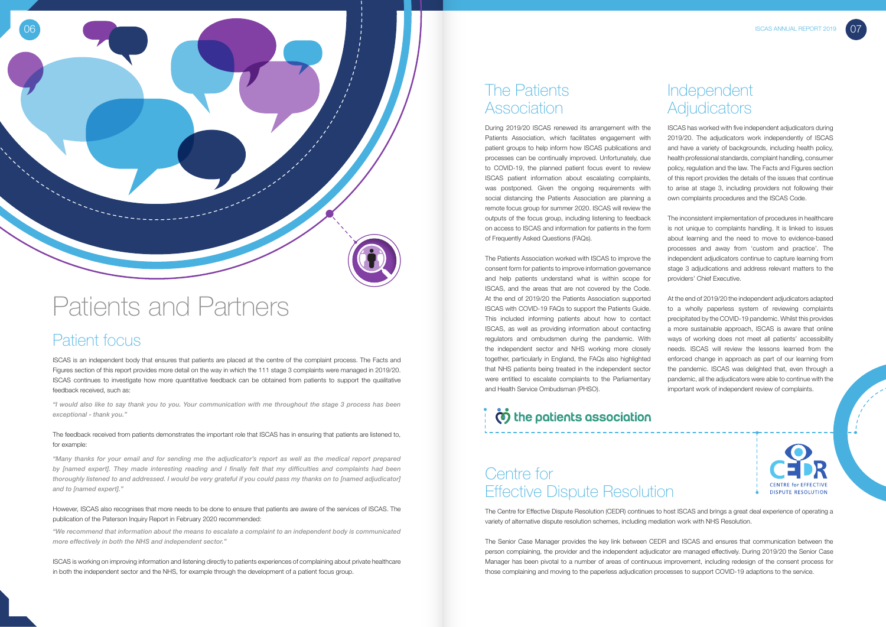# Patients and Partners

## Patient focus

ISCAS is an independent body that ensures that patients are placed at the centre of the complaint process. The Facts and Figures section of this report provides more detail on the way in which the 111 stage 3 complaints were managed in 2019/20. ISCAS continues to investigate how more quantitative feedback can be obtained from patients to support the qualitative feedback received, such as:

*"I would also like to say thank you to you. Your communication with me throughout the stage 3 process has been exceptional - thank you."*

The feedback received from patients demonstrates the important role that ISCAS has in ensuring that patients are listened to, for example:

*"Many thanks for your email and for sending me the adjudicator's report as well as the medical report prepared by [named expert]. They made interesting reading and I finally felt that my difficulties and complaints had been thoroughly listened to and addressed. I would be very grateful if you could pass my thanks on to [named adjudicator] and to [named expert]."*

However, ISCAS also recognises that more needs to be done to ensure that patients are aware of the services of ISCAS. The publication of the Paterson Inquiry Report in February 2020 recommended:

*"We recommend that information about the means to escalate a complaint to an independent body is communicated more effectively in both the NHS and independent sector."*

ISCAS is working on improving information and listening directly to patients experiences of complaining about private healthcare in both the independent sector and the NHS, for example through the development of a patient focus group.

## The Patients Association

During 2019/20 ISCAS renewed its arrangement with the Patients Association, which facilitates engagement with patient groups to help inform how ISCAS publications and processes can be continually improved. Unfortunately, due to COVID-19, the planned patient focus event to review ISCAS patient information about escalating complaints, was postponed. Given the ongoing requirements with social distancing the Patients Association are planning a remote focus group for summer 2020. ISCAS will review the outputs of the focus group, including listening to feedback on access to ISCAS and information for patients in the form of Frequently Asked Questions (FAQs).

The Patients Association worked with ISCAS to improve the consent form for patients to improve information governance and help patients understand what is within scope for ISCAS, and the areas that are not covered by the Code. At the end of 2019/20 the Patients Association supported ISCAS with COVID-19 FAQs to support the Patients Guide. This included informing patients about how to contact ISCAS, as well as providing information about contacting regulators and ombudsmen during the pandemic. With the independent sector and NHS working more closely together, particularly in England, the FAQs also highlighted that NHS patients being treated in the independent sector were entitled to escalate complaints to the Parliamentary and Health Service Ombudsman (PHSO).

## Independent Adjudicators

ISCAS has worked with five independent adjudicators during 2019/20. The adjudicators work independently of ISCAS and have a variety of backgrounds, including health policy, health professional standards, complaint handling, consumer policy, regulation and the law. The Facts and Figures section of this report provides the details of the issues that continue to arise at stage 3, including providers not following their own complaints procedures and the ISCAS Code.

The inconsistent implementation of procedures in healthcare is not unique to complaints handling. It is linked to issues about learning and the need to move to evidence-based processes and away from 'custom and practice'. The independent adjudicators continue to capture learning from stage 3 adjudications and address relevant matters to the providers' Chief Executive.

At the end of 2019/20 the independent adjudicators adapted to a wholly paperless system of reviewing complaints precipitated by the COVID-19 pandemic. Whilst this provides a more sustainable approach, ISCAS is aware that online ways of working does not meet all patients' accessibility needs. ISCAS will review the lessons learned from the enforced change in approach as part of our learning from the pandemic. ISCAS was delighted that, even through a pandemic, all the adjudicators were able to continue with the important work of independent review of complaints.

## Centre for Effective Dispute Resolution

The Centre for Effective Dispute Resolution (CEDR) continues to host ISCAS and brings a great deal experience of operating a variety of alternative dispute resolution schemes, including mediation work with NHS Resolution.

The Senior Case Manager provides the key link between CEDR and ISCAS and ensures that communication between the person complaining, the provider and the independent adjudicator are managed effectively. During 2019/20 the Senior Case Manager has been pivotal to a number of areas of continuous improvement, including redesign of the consent process for those complaining and moving to the paperless adjudication processes to support COVID-19 adaptions to the service.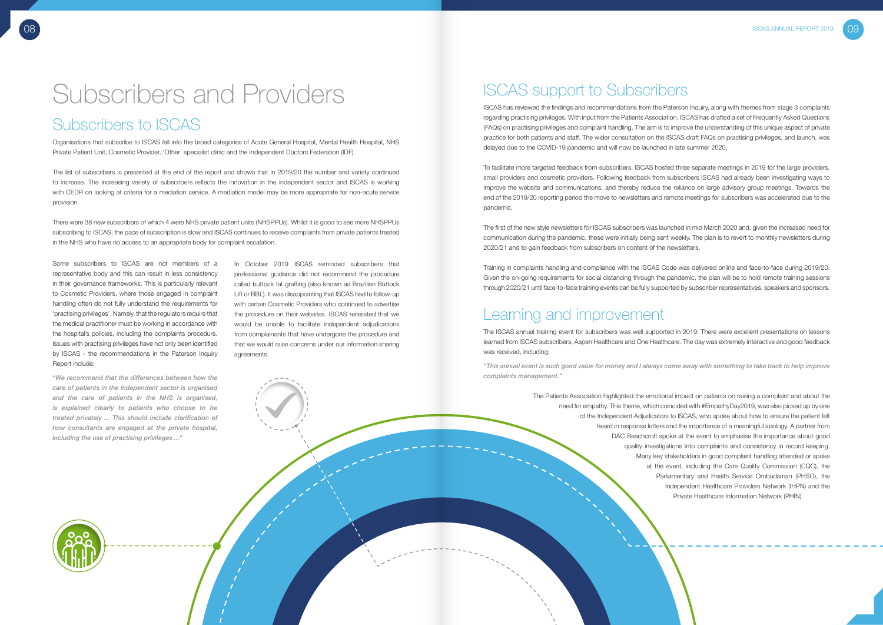# Subscribers and Providers

## Subscribers to ISCAS

Organisations that subscribe to ISCAS fall into the broad categories of Acute General Hospital, Mental Health Hospital, NHS Private Patient Unit, Cosmetic Provider, 'Other' specialist clinic and the Independent Doctors Federation (IDF).

The list of subscribers is presented at the end of the report and shows that in 2019/20 the number and variety continued to increase. The increasing variety of subscribers reflects the innovation in the independent sector and ISCAS is working with CEDR on looking at criteria for a mediation service. A mediation model may be more appropriate for non-acute service provision.

There were 38 new subscribers of which 4 were NHS private patient units (NHSPPUs). Whilst it is good to see more NHSPPUs subscribing to ISCAS, the pace of subscription is slow and ISCAS continues to receive complaints from private patients treated in the NHS who have no access to an appropriate body for complaint escalation.

Some subscribers to ISCAS are not members of a representative body and this can result in less consistency in their governance frameworks. This is particularly relevant to Cosmetic Providers, where those engaged in complaint handling often do not fully understand the requirements for 'practising privileges'. Namely, that the regulators require that the medical practitioner must be working in accordance with the hospital's policies, including the complaints procedure. Issues with practising privileges have not only been identified by ISCAS - the recommendations in the Paterson Inquiry Report include:

*"We recommend that the differences between how the care of patients in the independent sector is organised and the care of patients in the NHS is organised, is explained clearly to patients who choose to be treated privately ... This should include clarification of how consultants are engaged at the private hospital, including the use of practising privileges ..."*

In October 2019 ISCAS reminded subscribers that professional guidance did not recommend the procedure called buttock fat grafting (also known as Brazilian Buttock Lift or BBL). It was disappointing that ISCAS had to follow-up with certain Cosmetic Providers who continued to advertise the procedure on their websites. ISCAS reiterated that we would be unable to facilitate independent adjudications from complainants that have undergone the procedure and that we would raise concerns under our information sharing agreements.

## ISCAS support to Subscribers

ISCAS has reviewed the findings and recommendations from the Paterson Inquiry, along with themes from stage 3 complaints regarding practising privileges. With input from the Patients Association, ISCAS has drafted a set of Frequently Asked Questions (FAQs) on practising privileges and complaint handling. The aim is to improve the understanding of this unique aspect of private practice for both patients and staff. The wider consultation on the ISCAS draft FAQs on practising privileges, and launch, was delayed due to the COVID-19 pandemic and will now be launched in late summer 2020.

To facilitate more targeted feedback from subscribers, ISCAS hosted three separate meetings in 2019 for the large providers, small providers and cosmetic providers. Following feedback from subscribers ISCAS had already been investigating ways to improve the website and communications, and thereby reduce the reliance on large advisory group meetings. Towards the end of the 2019/20 reporting period the move to newsletters and remote meetings for subscribers was accelerated due to the pandemic.

The first of the new style newsletters for ISCAS subscribers was launched in mid March 2020 and, given the increased need for communication during the pandemic, these were initially being sent weekly. The plan is to revert to monthly newsletters during 2020/21 and to gain feedback from subscribers on content of the newsletters.

Training in complaints handling and compliance with the ISCAS Code was delivered online and face-to-face during 2019/20. Given the on-going requirements for social distancing through the pandemic, the plan will be to hold remote training sessions through 2020/21 until face-to-face training events can be fully supported by subscriber representatives, speakers and sponsors.

## Learning and improvement

The ISCAS annual training event for subscribers was well supported in 2019. There were excellent presentations on lessons learned from ISCAS subscribers, Aspen Healthcare and One Healthcare. The day was extremely interactive and good feedback was received, including:

*"This annual event is such good value for money and I always come away with something to take back to help improve complaints management."*

The Patients Association highlighted the emotional impact on patients on raising a complaint and about the need for empathy. This theme, which coincided with #EmpathyDay2019, was also picked up by one of the Independent Adjudicators to ISCAS, who spoke about how to ensure the patient felt heard in response letters and the importance of a meaningful apology. A partner from DAC Beachcroft spoke at the event to emphasise the importance about good quality investigations into complaints and consistency in record keeping. Many key stakeholders in good complaint handling attended or spoke at the event, including the Care Quality Commission (CQC), the Parliamentary and Health Service Ombudsman (PHSO), the Independent Healthcare Providers Network (IHPN) and the Private Healthcare Information Network (PHIN).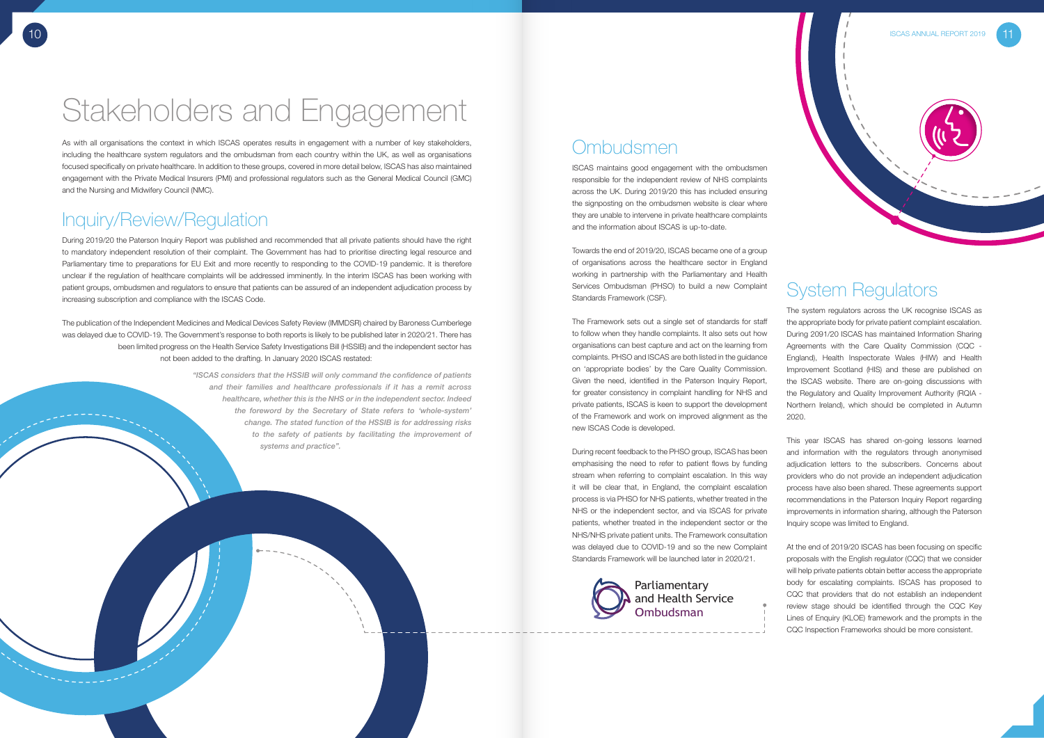# Stakeholders and Engagement

As with all organisations the context in which ISCAS operates results in engagement with a number of key stakeholders, including the healthcare system regulators and the ombudsman from each country within the UK, as well as organisations focused specifically on private healthcare. In addition to these groups, covered in more detail below, ISCAS has also maintained engagement with the Private Medical Insurers (PMI) and professional regulators such as the General Medical Council (GMC) and the Nursing and Midwifery Council (NMC).

## Inquiry/Review/Regulation

During 2019/20 the Paterson Inquiry Report was published and recommended that all private patients should have the right to mandatory independent resolution of their complaint. The Government has had to prioritise directing legal resource and Parliamentary time to preparations for EU Exit and more recently to responding to the COVID-19 pandemic. It is therefore unclear if the regulation of healthcare complaints will be addressed imminently. In the interim ISCAS has been working with patient groups, ombudsmen and regulators to ensure that patients can be assured of an independent adjudication process by increasing subscription and compliance with the ISCAS Code.

The publication of the Independent Medicines and Medical Devices Safety Review (IMMDSR) chaired by Baroness Cumberlege was delayed due to COVID-19. The Government's response to both reports is likely to be published later in 2020/21. There has been limited progress on the Health Service Safety Investigations Bill (HSSIB) and the independent sector has not been added to the drafting. In January 2020 ISCAS restated:

> *"ISCAS considers that the HSSIB will only command the confidence of patients and their families and healthcare professionals if it has a remit across healthcare, whether this is the NHS or in the independent sector. Indeed the foreword by the Secretary of State refers to 'whole-system' change. The stated function of the HSSIB is for addressing risks to the safety of patients by facilitating the improvement of systems and practice".*

## Ombudsmen

ISCAS maintains good engagement with the ombudsmen responsible for the independent review of NHS complaints across the UK. During 2019/20 this has included ensuring the signposting on the ombudsmen website is clear where they are unable to intervene in private healthcare complaints and the information about ISCAS is up-to-date.

Towards the end of 2019/20, ISCAS became one of a group of organisations across the healthcare sector in England working in partnership with the Parliamentary and Health Services Ombudsman (PHSO) to build a new Complaint Standards Framework (CSF).

The Framework sets out a single set of standards for staff to follow when they handle complaints. It also sets out how organisations can best capture and act on the learning from complaints. PHSO and ISCAS are both listed in the guidance on 'appropriate bodies' by the Care Quality Commission. Given the need, identified in the Paterson Inquiry Report, for greater consistency in complaint handling for NHS and private patients, ISCAS is keen to support the development of the Framework and work on improved alignment as the new ISCAS Code is developed.

During recent feedback to the PHSO group, ISCAS has been emphasising the need to refer to patient flows by funding stream when referring to complaint escalation. In this way it will be clear that, in England, the complaint escalation process is via PHSO for NHS patients, whether treated in the NHS or the independent sector, and via ISCAS for private patients, whether treated in the independent sector or the NHS/NHS private patient units. The Framework consultation was delayed due to COVID-19 and so the new Complaint Standards Framework will be launched later in 2020/21.

Parliamentary and Health Service Ombudsman

## System Regulators

The system regulators across the UK recognise ISCAS as the appropriate body for private patient complaint escalation. During 2091/20 ISCAS has maintained Information Sharing Agreements with the Care Quality Commission (CQC - England), Health Inspectorate Wales (HIW) and Health Improvement Scotland (HIS) and these are published on the ISCAS website. There are on-going discussions with the Regulatory and Quality Improvement Authority (RQIA - Northern Ireland), which should be completed in Autumn 2020.

This year ISCAS has shared on-going lessons learned and information with the regulators through anonymised adjudication letters to the subscribers. Concerns about providers who do not provide an independent adjudication process have also been shared. These agreements support recommendations in the Paterson Inquiry Report regarding improvements in information sharing, although the Paterson Inquiry scope was limited to England.

At the end of 2019/20 ISCAS has been focusing on specific proposals with the English regulator (CQC) that we consider will help private patients obtain better access the appropriate body for escalating complaints. ISCAS has proposed to CQC that providers that do not establish an independent review stage should be identified through the CQC Key Lines of Enquiry (KLOE) framework and the prompts in the CQC Inspection Frameworks should be more consistent.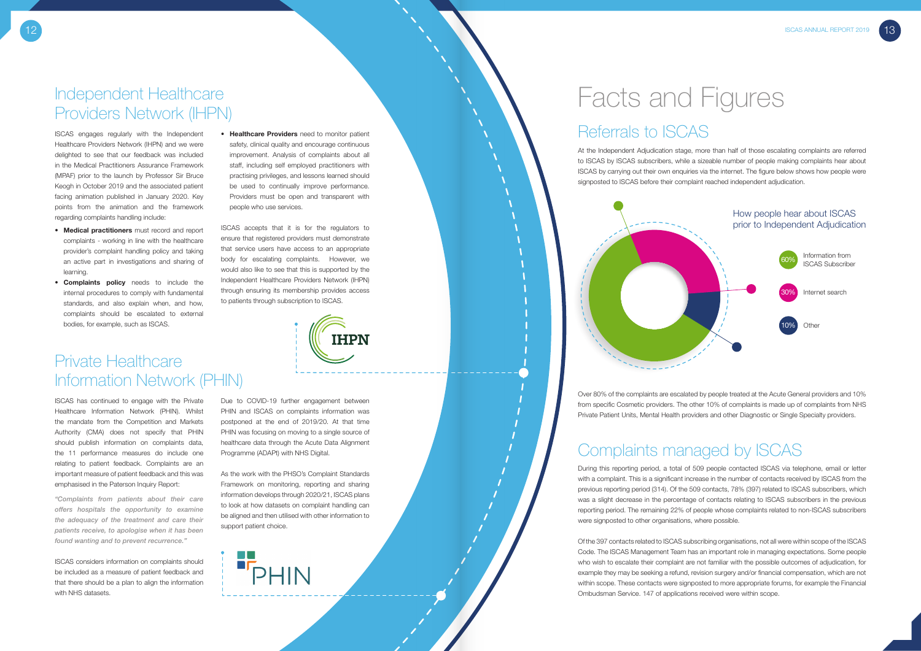## Independent Healthcare Providers Network (IHPN)

ISCAS engages regularly with the Independent Healthcare Providers Network (IHPN) and we were delighted to see that our feedback was included in the Medical Practitioners Assurance Framework (MPAF) prior to the launch by Professor Sir Bruce Keogh in October 2019 and the associated patient facing animation published in January 2020. Key points from the animation and the framework regarding complaints handling include:

- **Medical practitioners** must record and report complaints - working in line with the healthcare provider's complaint handling policy and taking an active part in investigations and sharing of learning.
- **Complaints policy** needs to include the internal procedures to comply with fundamental standards, and also explain when, and how, complaints should be escalated to external bodies, for example, such as ISCAS.
- **Healthcare Providers** need to monitor patient safety, clinical quality and encourage continuous improvement. Analysis of complaints about all staff, including self employed practitioners with practising privileges, and lessons learned should be used to continually improve performance. Providers must be open and transparent with people who use services.

ISCAS accepts that it is for the regulators to ensure that registered providers must demonstrate that service users have access to an appropriate body for escalating complaints. However, we would also like to see that this is supported by the Independent Healthcare Providers Network (IHPN) through ensuring its membership provides access to patients through subscription to ISCAS.

## Private Healthcare Information Network (PHIN)

ISCAS has continued to engage with the Private Healthcare Information Network (PHIN). Whilst the mandate from the Competition and Markets Authority (CMA) does not specify that PHIN should publish information on complaints data, the 11 performance measures do include one relating to patient feedback. Complaints are an important measure of patient feedback and this was emphasised in the Paterson Inquiry Report:

*"Complaints from patients about their care offers hospitals the opportunity to examine the adequacy of the treatment and care their patients receive, to apologise when it has been found wanting and to prevent recurrence."*

ISCAS considers information on complaints should be included as a measure of patient feedback and that there should be a plan to align the information with NHS datasets.

Due to COVID-19 further engagement between PHIN and ISCAS on complaints information was postponed at the end of 2019/20. At that time PHIN was focusing on moving to a single source of healthcare data through the Acute Data Alignment Programme (ADAPt) with NHS Digital.

As the work with the PHSO's Complaint Standards Framework on monitoring, reporting and sharing information develops through 2020/21, ISCAS plans to look at how datasets on complaint handling can be aligned and then utilised with other information to support patient choice.

# Facts and Figures

## Referrals to ISCAS

At the Independent Adjudication stage, more than half of those escalating complaints are referred to ISCAS by ISCAS subscribers, while a sizeable number of people making complaints hear about ISCAS by carrying out their own enquiries via the internet. The figure below shows how people were signposted to ISCAS before their complaint reached independent adjudication.

How people hear about ISCAS prior to Independent Adjudication

- 60% Information from ISCAS Subscriber
- 30% Internet search
- 10% Other

Over 80% of the complaints are escalated by people treated at the Acute General providers and 10% from specific Cosmetic providers. The other 10% of complaints is made up of complaints from NHS Private Patient Units, Mental Health providers and other Diagnostic or Single Specialty providers.

## Complaints managed by ISCAS

During this reporting period, a total of 509 people contacted ISCAS via telephone, email or letter with a complaint. This is a significant increase in the number of contacts received by ISCAS from the previous reporting period (314). Of the 509 contacts, 78% (397) related to ISCAS subscribers, which was a slight decrease in the percentage of contacts relating to ISCAS subscribers in the previous reporting period. The remaining 22% of people whose complaints related to non-ISCAS subscribers were signposted to other organisations, where possible.

Of the 397 contacts related to ISCAS subscribing organisations, not all were within scope of the ISCAS Code. The ISCAS Management Team has an important role in managing expectations. Some people who wish to escalate their complaint are not familiar with the possible outcomes of adjudication, for example they may be seeking a refund, revision surgery and/or financial compensation, which are not within scope. These contacts were signposted to more appropriate forums, for example the Financial Ombudsman Service. 147 of applications received were within scope.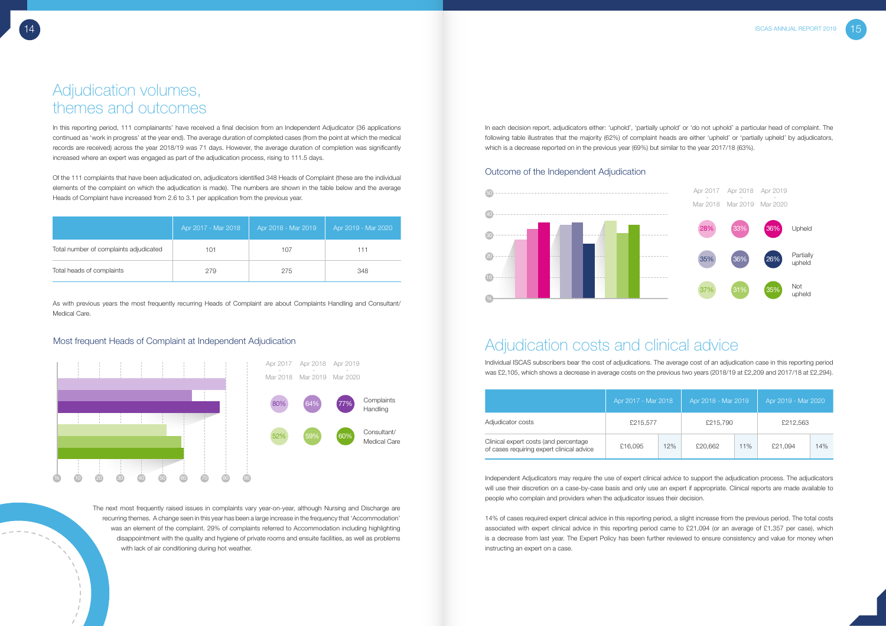# Adjudication volumes, themes and outcomes

In this reporting period, 111 complainants' have received a final decision from an Independent Adjudicator (36 applications continued as 'work in progress' at the year end). The average duration of completed cases (from the point at which the medical records are received) across the year 2018/19 was 71 days. However, the average duration of completion was significantly increased where an expert was engaged as part of the adjudication process, rising to 111.5 days.

Of the 111 complaints that have been adjudicated on, adjudicators identified 348 Heads of Complaint (these are the individual elements of the complaint on which the adjudication is made). The numbers are shown in the table below and the average Heads of Complaint have increased from 2.6 to 3.1 per application from the previous year.

| | Apr 2017 - Mar 2018 | Apr 2018 - Mar 2019 | Apr 2019 - Mar 2020 |
|---|---|---|---|
| Total number of complaints adjudicated | 101 | 107 | 111 |
| Total heads of complaints | 279 | 275 | 348 |

As with previous years the most frequently recurring Heads of Complaint are about Complaints Handling and Consultant/ Medical Care.

## Most frequent Heads of Complaint at Independent Adjudication

| | Apr 2017 - Mar 2018 | Apr 2018 - Mar 2019 | Apr 2019 - Mar 2020 |
|---|---|---|---|
| Complaints Handling | 80% | 64% | 77% |
| Consultant/ Medical Care | 52% | 59% | 60% |

The next most frequently raised issues in complaints vary year-on-year, although Nursing and Discharge are recurring themes. A change seen in this year has been a large increase in the frequency that 'Accommodation' was an element of the complaint. 29% of complaints referred to Accommodation including highlighting disappointment with the quality and hygiene of private rooms and ensuite facilities, as well as problems with lack of air conditioning during hot weather.

In each decision report, adjudicators either: 'uphold', 'partially uphold' or 'do not uphold' a particular head of complaint. The following table illustrates that the majority (62%) of complaint heads are either 'upheld' or 'partially upheld' by adjudicators, which is a decrease reported on in the previous year (69%) but similar to the year 2017/18 (63%).

## Outcome of the Independent Adjudication

| | Apr 2017 - Mar 2018 | Apr 2018 - Mar 2019 | Apr 2019 - Mar 2020 |
|---|---|---|---|
| Upheld | 28% | 33% | 36% |
| Partially upheld | 35% | 36% | 26% |
| Not upheld | 37% | 31% | 35% |

# Adjudication costs and clinical advice

Individual ISCAS subscribers bear the cost of adjudications. The average cost of an adjudication case in this reporting period was £2,105, which shows a decrease in average costs on the previous two years (2018/19 at £2,209 and 2017/18 at £2,294).

| | Apr 2017 - Mar 2018 | | Apr 2018 - Mar 2019 | | Apr 2019 - Mar 2020 | |
|---|---|---|---|---|---|---|
| Adjudicator costs | £215,577 | | £215,790 | | £212,563 | |
| Clinical expert costs (and percentage of cases requiring expert clinical advice | £16,095 | 12% | £20,662 | 11% | £21,094 | 14% |

Independent Adjudicators may require the use of expert clinical advice to support the adjudication process. The adjudicators will use their discretion on a case-by-case basis and only use an expert if appropriate. Clinical reports are made available to people who complain and providers when the adjudicator issues their decision.

14% of cases required expert clinical advice in this reporting period, a slight increase from the previous period. The total costs associated with expert clinical advice in this reporting period came to £21,094 (or an average of £1,357 per case), which is a decrease from last year. The Expert Policy has been further reviewed to ensure consistency and value for money when instructing an expert on a case.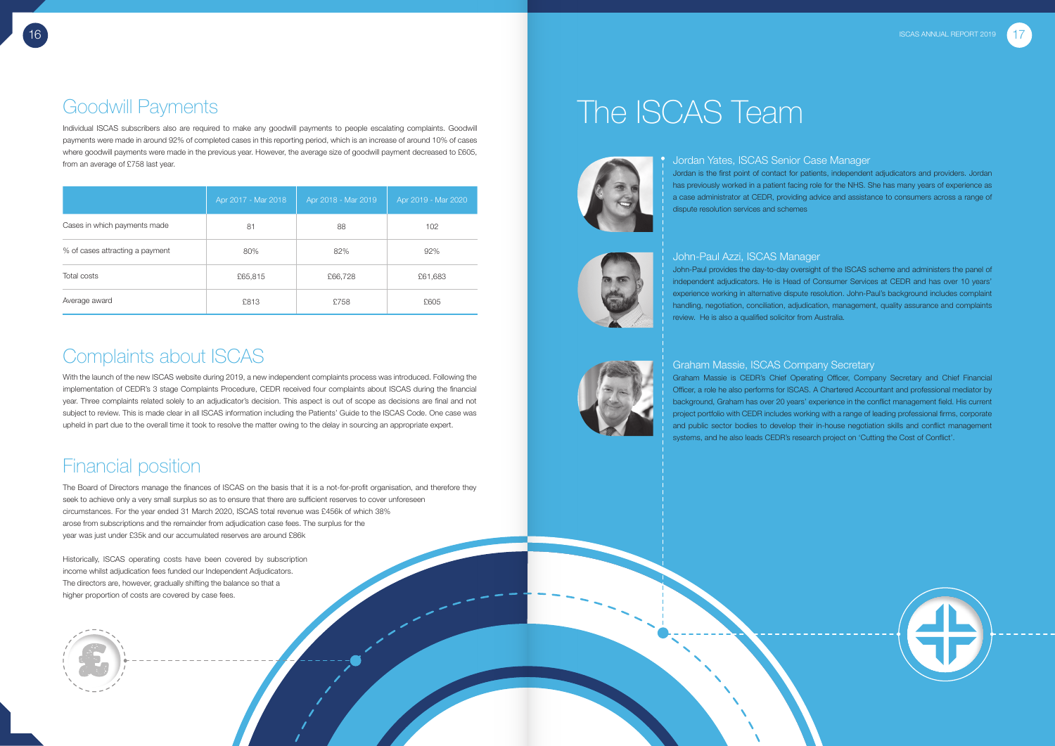## Goodwill Payments

Individual ISCAS subscribers also are required to make any goodwill payments to people escalating complaints. Goodwill payments were made in around 92% of completed cases in this reporting period, which is an increase of around 10% of cases where goodwill payments were made in the previous year. However, the average size of goodwill payment decreased to £605, from an average of £758 last year.

| | Apr 2017 - Mar 2018 | Apr 2018 - Mar 2019 | Apr 2019 - Mar 2020 |
|---|---|---|---|
| Cases in which payments made | 81 | 88 | 102 |
| % of cases attracting a payment | 80% | 82% | 92% |
| Total costs | £65,815 | £66,728 | £61,683 |
| Average award | £813 | £758 | £605 |

## Complaints about ISCAS

With the launch of the new ISCAS website during 2019, a new independent complaints process was introduced. Following the implementation of CEDR's 3 stage Complaints Procedure, CEDR received four complaints about ISCAS during the financial year. Three complaints related solely to an adjudicator's decision. This aspect is out of scope as decisions are final and not subject to review. This is made clear in all ISCAS information including the Patients' Guide to the ISCAS Code. One case was upheld in part due to the overall time it took to resolve the matter owing to the delay in sourcing an appropriate expert.

## Financial position

The Board of Directors manage the finances of ISCAS on the basis that it is a not-for-profit organisation, and therefore they seek to achieve only a very small surplus so as to ensure that there are sufficient reserves to cover unforeseen circumstances. For the year ended 31 March 2020, ISCAS total revenue was £456k of which 38% arose from subscriptions and the remainder from adjudication case fees. The surplus for the year was just under £35k and our accumulated reserves are around £86k

Historically, ISCAS operating costs have been covered by subscription income whilst adjudication fees funded our Independent Adjudicators. The directors are, however, gradually shifting the balance so that a higher proportion of costs are covered by case fees.

# The ISCAS Team

### Jordan Yates, ISCAS Senior Case Manager

Jordan is the first point of contact for patients, independent adjudicators and providers. Jordan has previously worked in a patient facing role for the NHS. She has many years of experience as a case administrator at CEDR, providing advice and assistance to consumers across a range of dispute resolution services and schemes

### John-Paul Azzi, ISCAS Manager

John-Paul provides the day-to-day oversight of the ISCAS scheme and administers the panel of independent adjudicators. He is Head of Consumer Services at CEDR and has over 10 years' experience working in alternative dispute resolution. John-Paul's background includes complaint handling, negotiation, conciliation, adjudication, management, quality assurance and complaints review. He is also a qualified solicitor from Australia.

### Graham Massie, ISCAS Company Secretary

Graham Massie is CEDR's Chief Operating Officer, Company Secretary and Chief Financial Officer, a role he also performs for ISCAS. A Chartered Accountant and professional mediator by background, Graham has over 20 years' experience in the conflict management field. His current project portfolio with CEDR includes working with a range of leading professional firms, corporate and public sector bodies to develop their in-house negotiation skills and conflict management systems, and he also leads CEDR's research project on 'Cutting the Cost of Conflict'.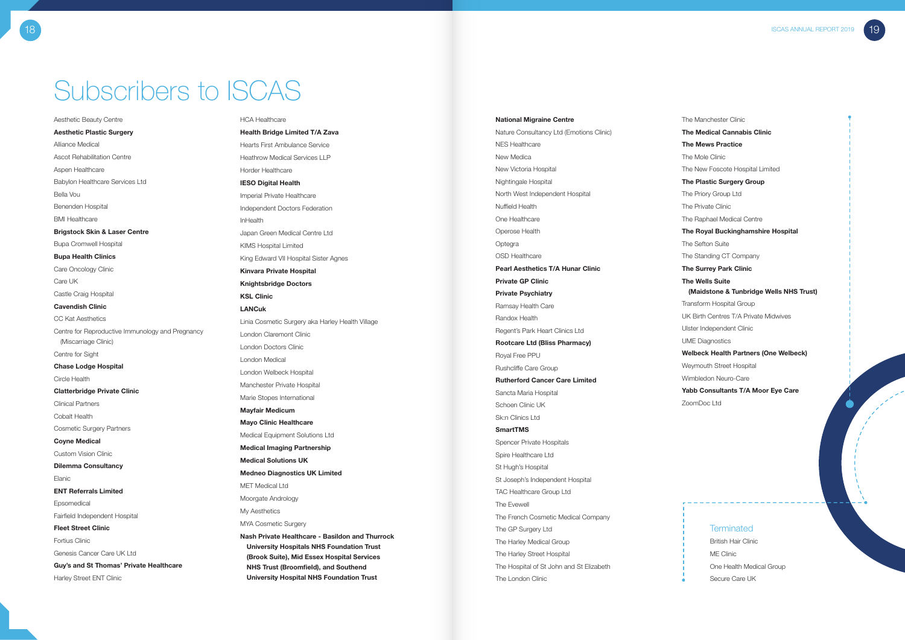# Subscribers to ISCAS

Aesthetic Beauty Centre
**Aesthetic Plastic Surgery**
Alliance Medical
Ascot Rehabilitation Centre
Aspen Healthcare
Babylon Healthcare Services Ltd
Bella Vou
Benenden Hospital
BMI Healthcare
**Brigstock Skin & Laser Centre**
Bupa Cromwell Hospital
**Bupa Health Clinics**
Care Oncology Clinic
Care UK
Castle Craig Hospital
**Cavendish Clinic**
CC Kat Aesthetics
Centre for Reproductive Immunology and Pregnancy (Miscarriage Clinic)
Centre for Sight
**Chase Lodge Hospital**
Circle Health
**Clatterbridge Private Clinic**
Clinical Partners
Cobalt Health
Cosmetic Surgery Partners
**Coyne Medical**
Custom Vision Clinic
**Dilemma Consultancy**
Elanic
**ENT Referrals Limited**
Epsomedical
Fairfield Independent Hospital
**Fleet Street Clinic**
Fortius Clinic
Genesis Cancer Care UK Ltd
**Guy's and St Thomas' Private Healthcare**
Harley Street ENT Clinic

HCA Healthcare
**Health Bridge Limited T/A Zava**
Hearts First Ambulance Service
Heathrow Medical Services LLP
Horder Healthcare
**IESO Digital Health**
Imperial Private Healthcare
Independent Doctors Federation
InHealth
Japan Green Medical Centre Ltd
KIMS Hospital Limited
King Edward VII Hospital Sister Agnes
**Kinvara Private Hospital**
**Knightsbridge Doctors**
**KSL Clinic**
**LANCuk**
Linia Cosmetic Surgery aka Harley Health Village
London Claremont Clinic
London Doctors Clinic
London Medical
London Welbeck Hospital
Manchester Private Hospital
Marie Stopes International
**Mayfair Medicum**
**Mayo Clinic Healthcare**
Medical Equipment Solutions Ltd
**Medical Imaging Partnership**
**Medical Solutions UK**
**Medneo Diagnostics UK Limited**
MET Medical Ltd
Moorgate Andrology
My Aesthetics
MYA Cosmetic Surgery
**Nash Private Healthcare - Basildon and Thurrock University Hospitals NHS Foundation Trust (Brook Suite), Mid Essex Hospital Services NHS Trust (Broomfield), and Southend University Hospital NHS Foundation Trust**

**National Migraine Centre**
Nature Consultancy Ltd (Emotions Clinic)
NES Healthcare
New Medica
New Victoria Hospital
Nightingale Hospital
North West Independent Hospital
Nuffield Health
One Healthcare
Operose Health
Optegra
OSD Healthcare
**Pearl Aesthetics T/A Hunar Clinic**
**Private GP Clinic**
**Private Psychiatry**
Ramsay Health Care
Randox Health
Regent's Park Heart Clinics Ltd
**Rootcare Ltd (Bliss Pharmacy)**
Royal Free PPU
Rushcliffe Care Group
**Rutherford Cancer Care Limited**
Sancta Maria Hospital
Schoen Clinic UK
Sk:n Clinics Ltd
**SmartTMS**
Spencer Private Hospitals
Spire Healthcare Ltd
St Hugh's Hospital
St Joseph's Independent Hospital
TAC Healthcare Group Ltd
The Evewell
The French Cosmetic Medical Company
The GP Surgery Ltd
The Harley Medical Group
The Harley Street Hospital
The Hospital of St John and St Elizabeth
The London Clinic

The Manchester Clinic
**The Medical Cannabis Clinic**
**The Mews Practice**
The Mole Clinic
The New Foscote Hospital Limited
**The Plastic Surgery Group**
The Priory Group Ltd
The Private Clinic
The Raphael Medical Centre
**The Royal Buckinghamshire Hospital**
The Sefton Suite
The Standing CT Company
**The Surrey Park Clinic**
**The Wells Suite (Maidstone & Tunbridge Wells NHS Trust)**
Transform Hospital Group
UK Birth Centres T/A Private Midwives
Ulster Independent Clinic
UME Diagnostics
**Welbeck Health Partners (One Welbeck)**
Weymouth Street Hospital
Wimbledon Neuro-Care
**Yabb Consultants T/A Moor Eye Care**
ZoomDoc Ltd

## Terminated

British Hair Clinic
ME Clinic
One Health Medical Group
Secure Care UK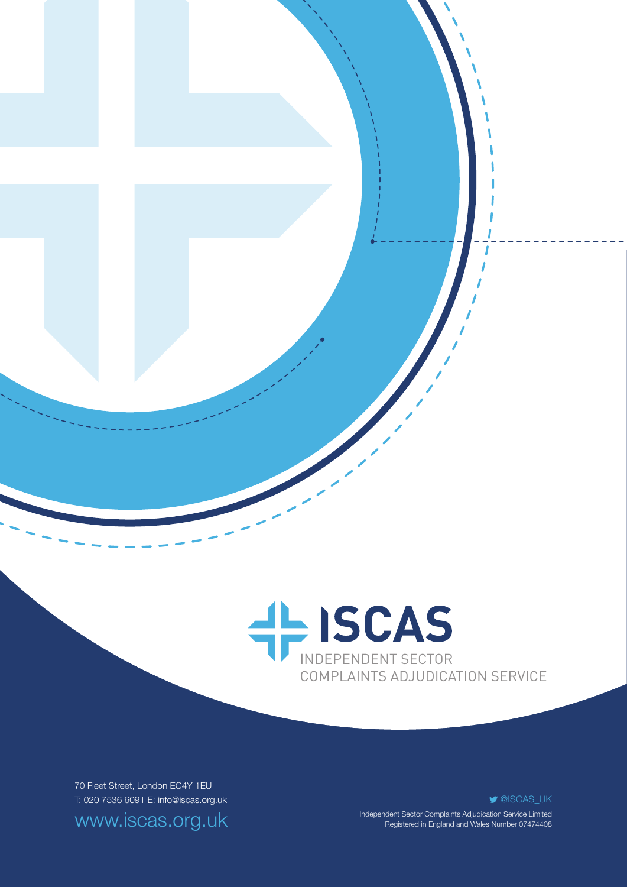ISCAS

INDEPENDENT SECTOR
COMPLAINTS ADJUDICATION SERVICE

70 Fleet Street, London EC4Y 1EU
T: 020 7536 6091 E: info@iscas.org.uk

www.iscas.org.uk

@ISCAS_UK

Independent Sector Complaints Adjudication Service Limited
Registered in England and Wales Number 07474408